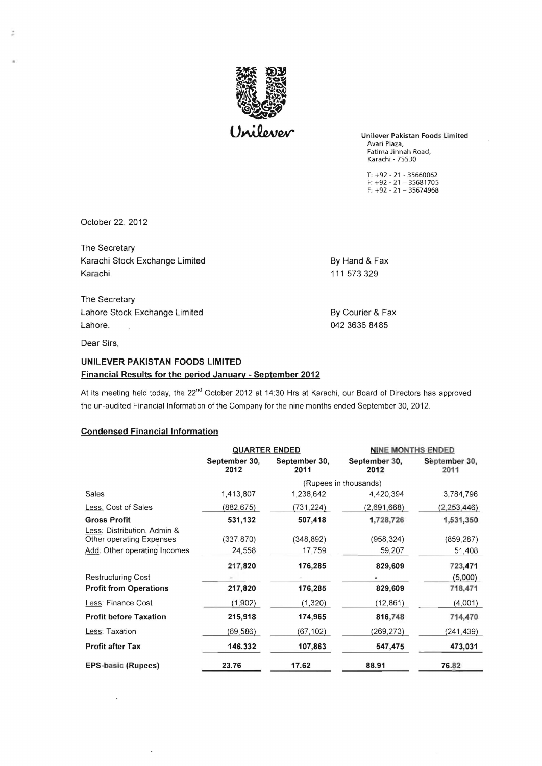Unilever

**Unilever Pakistan Foods Limited**
Avari Plaza,
Fatima Jinnah Road,
Karachi - 75530

T: +92 - 21 - 35660062
F: +92 - 21 – 35681705
F: +92 - 21 – 35674968

October 22, 2012

The Secretary
Karachi Stock Exchange Limited
Karachi.

By Hand & Fax
111 573 329

The Secretary
Lahore Stock Exchange Limited
Lahore.

By Courier & Fax
042 3636 8485

Dear Sirs,

**UNILEVER PAKISTAN FOODS LIMITED**
**Financial Results for the period January - September 2012**

At its meeting held today, the 22nd October 2012 at 14:30 Hrs at Karachi, our Board of Directors has approved the un-audited Financial Information of the Company for the nine months ended September 30, 2012.

**Condensed Financial Information**

| | QUARTER ENDED | | NINE MONTHS ENDED | |
|---|---|---|---|---|
| | September 30, 2012 | September 30, 2011 | September 30, 2012 | September 30, 2011 |
| | (Rupees in thousands) | | | |
| Sales | 1,413,807 | 1,238,642 | 4,420,394 | 3,784,796 |
| Less: Cost of Sales | (882,675) | (731,224) | (2,691,668) | (2,253,446) |
| **Gross Profit** | **531,132** | **507,418** | **1,728,726** | **1,531,350** |
| Less: Distribution, Admin & Other operating Expenses | (337,870) | (348,892) | (958,324) | (859,287) |
| Add: Other operating Incomes | 24,558 | 17,759 | 59,207 | 51,408 |
| | **217,820** | **176,285** | **829,609** | **723,471** |
| Restructuring Cost | - | - | - | (5,000) |
| **Profit from Operations** | **217,820** | **176,285** | **829,609** | **718,471** |
| Less: Finance Cost | (1,902) | (1,320) | (12,861) | (4,001) |
| **Profit before Taxation** | **215,918** | **174,965** | **816,748** | **714,470** |
| Less: Taxation | (69,586) | (67,102) | (269,273) | (241,439) |
| **Profit after Tax** | **146,332** | **107,863** | **547,475** | **473,031** |
| **EPS-basic (Rupees)** | **23.76** | **17.62** | **88.91** | **76.82** |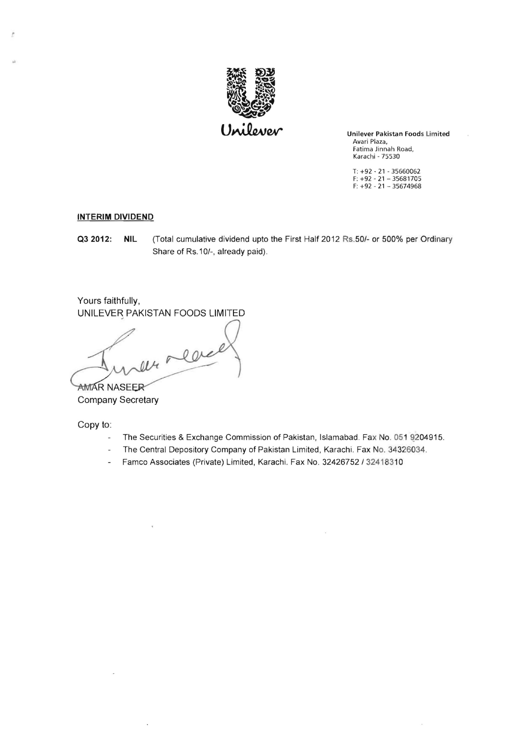Unilever

**Unilever Pakistan Foods Limited**
Avari Plaza,
Fatima Jinnah Road,
Karachi - 75530

T: +92 - 21 - 35660062
F: +92 - 21 – 35681705
F: +92 - 21 – 35674968

**INTERIM DIVIDEND**

**Q3 2012:** **NIL** (Total cumulative dividend upto the First Half 2012 Rs.50/- or 500% per Ordinary Share of Rs.10/-, already paid).

Yours faithfully,
UNILEVER PAKISTAN FOODS LIMITED

AMAR NASEER
Company Secretary

Copy to:

- The Securities & Exchange Commission of Pakistan, Islamabad. Fax No. 051 9204915.
- The Central Depository Company of Pakistan Limited, Karachi. Fax No. 34326034.
- Famco Associates (Private) Limited, Karachi. Fax No. 32426752 / 32418310